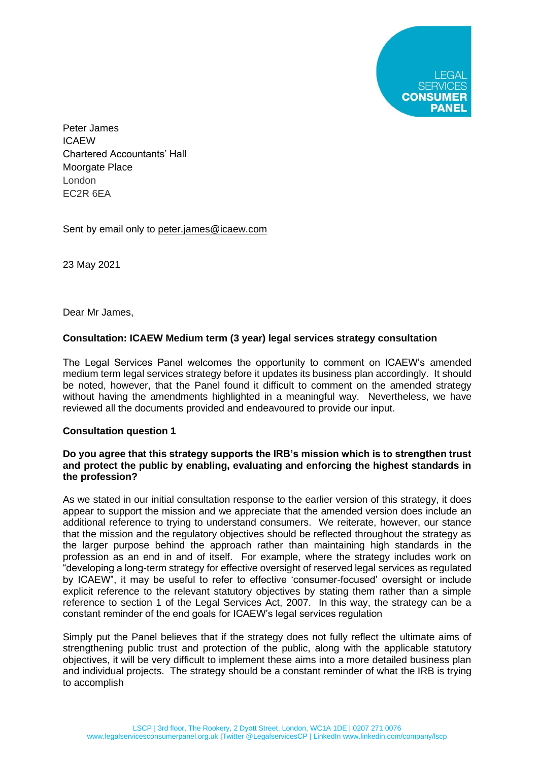LEGAL SERVICES CONSUMER PANEL

Peter James
ICAEW
Chartered Accountants' Hall
Moorgate Place
London
EC2R 6EA

Sent by email only to peter.james@icaew.com

23 May 2021

Dear Mr James,

**Consultation: ICAEW Medium term (3 year) legal services strategy consultation**

The Legal Services Panel welcomes the opportunity to comment on ICAEW's amended medium term legal services strategy before it updates its business plan accordingly. It should be noted, however, that the Panel found it difficult to comment on the amended strategy without having the amendments highlighted in a meaningful way. Nevertheless, we have reviewed all the documents provided and endeavoured to provide our input.

**Consultation question 1**

**Do you agree that this strategy supports the IRB's mission which is to strengthen trust and protect the public by enabling, evaluating and enforcing the highest standards in the profession?**

As we stated in our initial consultation response to the earlier version of this strategy, it does appear to support the mission and we appreciate that the amended version does include an additional reference to trying to understand consumers. We reiterate, however, our stance that the mission and the regulatory objectives should be reflected throughout the strategy as the larger purpose behind the approach rather than maintaining high standards in the profession as an end in and of itself. For example, where the strategy includes work on "developing a long-term strategy for effective oversight of reserved legal services as regulated by ICAEW", it may be useful to refer to effective 'consumer-focused' oversight or include explicit reference to the relevant statutory objectives by stating them rather than a simple reference to section 1 of the Legal Services Act, 2007. In this way, the strategy can be a constant reminder of the end goals for ICAEW's legal services regulation

Simply put the Panel believes that if the strategy does not fully reflect the ultimate aims of strengthening public trust and protection of the public, along with the applicable statutory objectives, it will be very difficult to implement these aims into a more detailed business plan and individual projects. The strategy should be a constant reminder of what the IRB is trying to accomplish

LSCP | 3rd floor, The Rookery, 2 Dyott Street, London, WC1A 1DE | 0207 271 0076
www.legalservicesconsumerpanel.org.uk |Twitter @LegalservicesCP | LinkedIn www.linkedin.com/company/lscp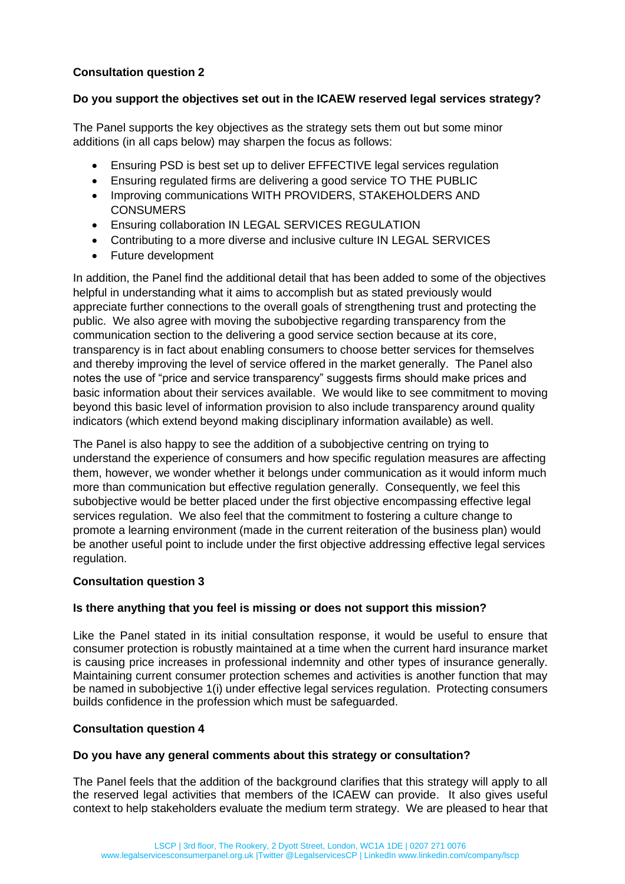**Consultation question 2**

**Do you support the objectives set out in the ICAEW reserved legal services strategy?**

The Panel supports the key objectives as the strategy sets them out but some minor additions (in all caps below) may sharpen the focus as follows:

- Ensuring PSD is best set up to deliver EFFECTIVE legal services regulation
- Ensuring regulated firms are delivering a good service TO THE PUBLIC
- Improving communications WITH PROVIDERS, STAKEHOLDERS AND CONSUMERS
- Ensuring collaboration IN LEGAL SERVICES REGULATION
- Contributing to a more diverse and inclusive culture IN LEGAL SERVICES
- Future development

In addition, the Panel find the additional detail that has been added to some of the objectives helpful in understanding what it aims to accomplish but as stated previously would appreciate further connections to the overall goals of strengthening trust and protecting the public. We also agree with moving the subobjective regarding transparency from the communication section to the delivering a good service section because at its core, transparency is in fact about enabling consumers to choose better services for themselves and thereby improving the level of service offered in the market generally. The Panel also notes the use of "price and service transparency" suggests firms should make prices and basic information about their services available. We would like to see commitment to moving beyond this basic level of information provision to also include transparency around quality indicators (which extend beyond making disciplinary information available) as well.

The Panel is also happy to see the addition of a subobjective centring on trying to understand the experience of consumers and how specific regulation measures are affecting them, however, we wonder whether it belongs under communication as it would inform much more than communication but effective regulation generally. Consequently, we feel this subobjective would be better placed under the first objective encompassing effective legal services regulation. We also feel that the commitment to fostering a culture change to promote a learning environment (made in the current reiteration of the business plan) would be another useful point to include under the first objective addressing effective legal services regulation.

**Consultation question 3**

**Is there anything that you feel is missing or does not support this mission?**

Like the Panel stated in its initial consultation response, it would be useful to ensure that consumer protection is robustly maintained at a time when the current hard insurance market is causing price increases in professional indemnity and other types of insurance generally. Maintaining current consumer protection schemes and activities is another function that may be named in subobjective 1(i) under effective legal services regulation. Protecting consumers builds confidence in the profession which must be safeguarded.

**Consultation question 4**

**Do you have any general comments about this strategy or consultation?**

The Panel feels that the addition of the background clarifies that this strategy will apply to all the reserved legal activities that members of the ICAEW can provide. It also gives useful context to help stakeholders evaluate the medium term strategy. We are pleased to hear that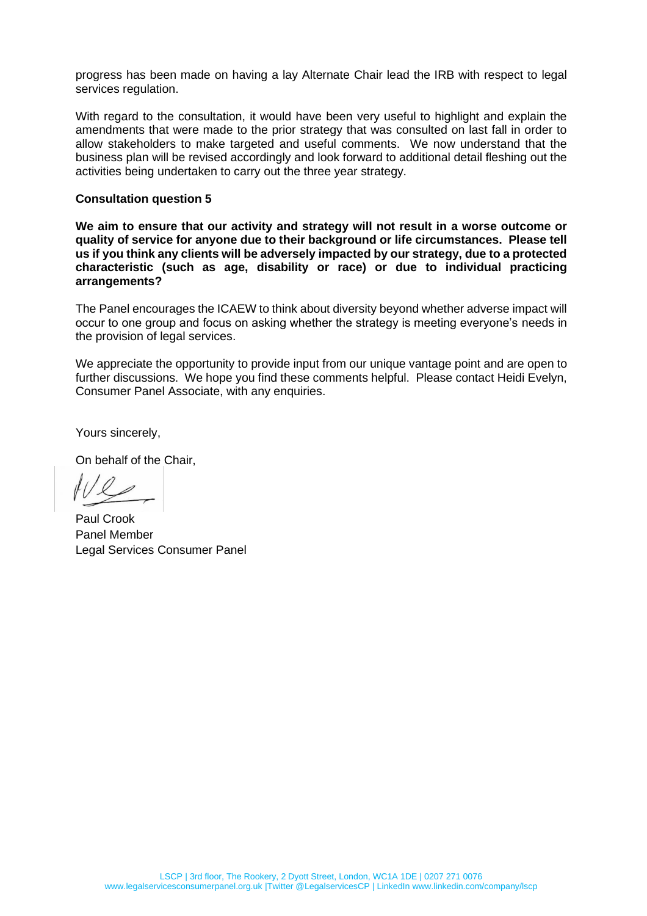progress has been made on having a lay Alternate Chair lead the IRB with respect to legal services regulation.

With regard to the consultation, it would have been very useful to highlight and explain the amendments that were made to the prior strategy that was consulted on last fall in order to allow stakeholders to make targeted and useful comments. We now understand that the business plan will be revised accordingly and look forward to additional detail fleshing out the activities being undertaken to carry out the three year strategy.

**Consultation question 5**

**We aim to ensure that our activity and strategy will not result in a worse outcome or quality of service for anyone due to their background or life circumstances. Please tell us if you think any clients will be adversely impacted by our strategy, due to a protected characteristic (such as age, disability or race) or due to individual practicing arrangements?**

The Panel encourages the ICAEW to think about diversity beyond whether adverse impact will occur to one group and focus on asking whether the strategy is meeting everyone's needs in the provision of legal services.

We appreciate the opportunity to provide input from our unique vantage point and are open to further discussions. We hope you find these comments helpful. Please contact Heidi Evelyn, Consumer Panel Associate, with any enquiries.

Yours sincerely,

On behalf of the Chair,

Paul Crook
Panel Member
Legal Services Consumer Panel